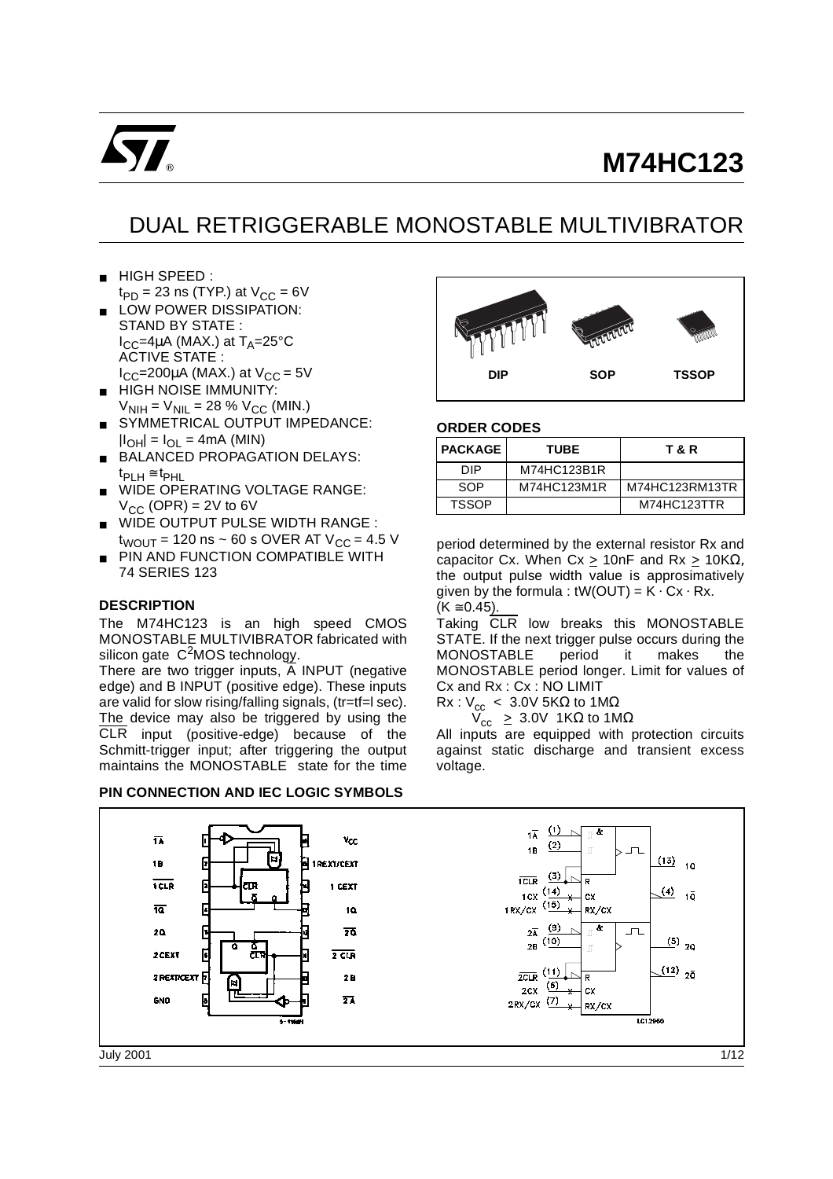# M74HC123

## DUAL RETRIGGERABLE MONOSTABLE MULTIVIBRATOR

- HIGH SPEED : $t_{PD}$ = 23 ns (TYP.) at $V_{CC}$ = 6V
- LOW POWER DISSIPATION: STAND BY STATE : $I_{CC}$=4μA (MAX.) at $T_A$=25°C ACTIVE STATE : $I_{CC}$=200μA (MAX.) at $V_{CC}$ = 5V
- HIGH NOISE IMMUNITY: $V_{NIH}$ = $V_{NIL}$ = 28 % $V_{CC}$ (MIN.)
- SYMMETRICAL OUTPUT IMPEDANCE: $|I_{OH}|$ = $I_{OL}$ = 4mA (MIN)
- BALANCED PROPAGATION DELAYS: $t_{PLH} \cong t_{PHL}$
- WIDE OPERATING VOLTAGE RANGE: $V_{CC}$ (OPR) = 2V to 6V
- WIDE OUTPUT PULSE WIDTH RANGE : $t_{WOUT}$ = 120 ns ~ 60 s OVER AT $V_{CC}$ = 4.5 V
- PIN AND FUNCTION COMPATIBLE WITH 74 SERIES 123

DIP SOP TSSOP

### ORDER CODES

| PACKAGE | TUBE | T & R |
|---|---|---|
| DIP | M74HC123B1R | |
| SOP | M74HC123M1R | M74HC123RM13TR |
| TSSOP | | M74HC123TTR |

### DESCRIPTION

The M74HC123 is an high speed CMOS MONOSTABLE MULTIVIBRATOR fabricated with silicon gate $C^2$MOS technology.

There are two trigger inputs, $\overline{A}$ INPUT (negative edge) and B INPUT (positive edge). These inputs are valid for slow rising/falling signals, (tr=tf=l sec). The device may also be triggered by using the $\overline{CLR}$ input (positive-edge) because of the Schmitt-trigger input; after triggering the output maintains the MONOSTABLE state for the time period determined by the external resistor Rx and capacitor Cx. When Cx ≥ 10nF and Rx ≥ 10KΩ, the output pulse width value is approsimatively given by the formula : tW(OUT) = K · Cx · Rx. (K ≅0.45).

Taking $\overline{CLR}$ low breaks this MONOSTABLE STATE. If the next trigger pulse occurs during the MONOSTABLE period it makes the MONOSTABLE period longer. Limit for values of Cx and Rx : Cx : NO LIMIT

Rx : $V_{cc}$ < 3.0V 5KΩ to 1MΩ

$V_{cc}$ ≥ 3.0V 1KΩ to 1MΩ

All inputs are equipped with protection circuits against static discharge and transient excess voltage.

### PIN CONNECTION AND IEC LOGIC SYMBOLS

| Pin | Name | Pin | Name |
|---|---|---|---|
| 1 | $\overline{1A}$ | 16 | $V_{CC}$ |
| 2 | 1B | 15 | 1 REXT/CEXT |
| 3 | $\overline{1 CLR}$ | 14 | 1 CEXT |
| 4 | $\overline{1Q}$ | 13 | 1Q |
| 5 | 2Q | 12 | $\overline{2Q}$ |
| 6 | 2 CEXT | 11 | $\overline{2 CLR}$ |
| 7 | 2 REXT/CEXT | 10 | 2B |
| 8 | GND | 9 | $\overline{2A}$ |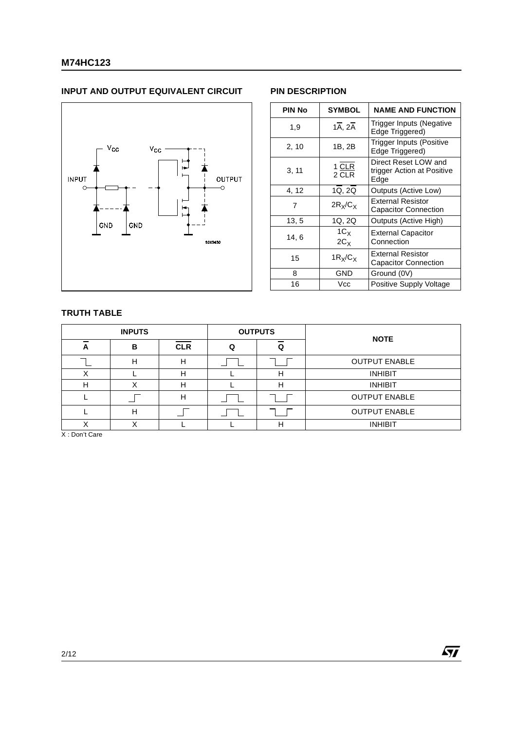## INPUT AND OUTPUT EQUIVALENT CIRCUIT

## PIN DESCRIPTION

| PIN No | SYMBOL | NAME AND FUNCTION |
|---|---|---|
| 1,9 | $1\overline{A}$, $2\overline{A}$ | Trigger Inputs (Negative Edge Triggered) |
| 2, 10 | 1B, 2B | Trigger Inputs (Positive Edge Triggered) |
| 3, 11 | $1\ \overline{CLR}$ $2\ \overline{CLR}$ | Direct Reset LOW and trigger Action at Positive Edge |
| 4, 12 | $1\overline{Q}$, $2\overline{Q}$ | Outputs (Active Low) |
| 7 | $2R_X/C_X$ | External Resistor Capacitor Connection |
| 13, 5 | 1Q, 2Q | Outputs (Active High) |
| 14, 6 | $1C_X$ $2C_X$ | External Capacitor Connection |
| 15 | $1R_X/C_X$ | External Resistor Capacitor Connection |
| 8 | GND | Ground (0V) |
| 16 | Vcc | Positive Supply Voltage |

## TRUTH TABLE

| INPUTS | | | OUTPUTS | | NOTE |
|---|---|---|---|---|---|
| $\overline{A}$ | B | $\overline{CLR}$ | Q | $\overline{Q}$ | |
| ⎺\_ (falling edge) | H | H | \_⎍\_ (positive pulse) | ⎺\_⎺ (negative pulse) | OUTPUT ENABLE |
| X | L | H | L | H | INHIBIT |
| H | X | H | L | H | INHIBIT |
| L | \_⎺ (rising edge) | H | \_⎍\_ (positive pulse) | ⎺\_⎺ (negative pulse) | OUTPUT ENABLE |
| L | H | \_⎺ (rising edge) | \_⎍\_ (positive pulse) | ⎺\_⎺ (negative pulse) | OUTPUT ENABLE |
| X | X | L | L | H | INHIBIT |

X : Don't Care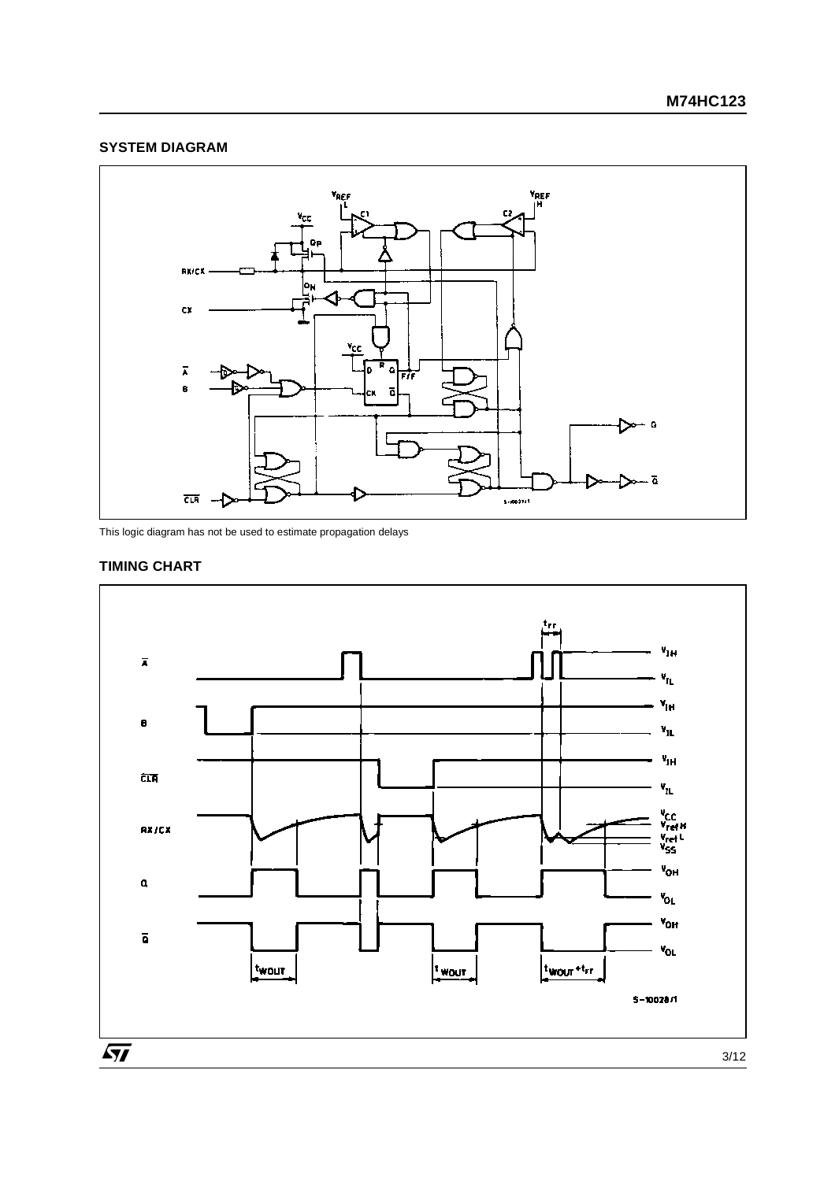## SYSTEM DIAGRAM

This logic diagram has not be used to estimate propagation delays

## TIMING CHART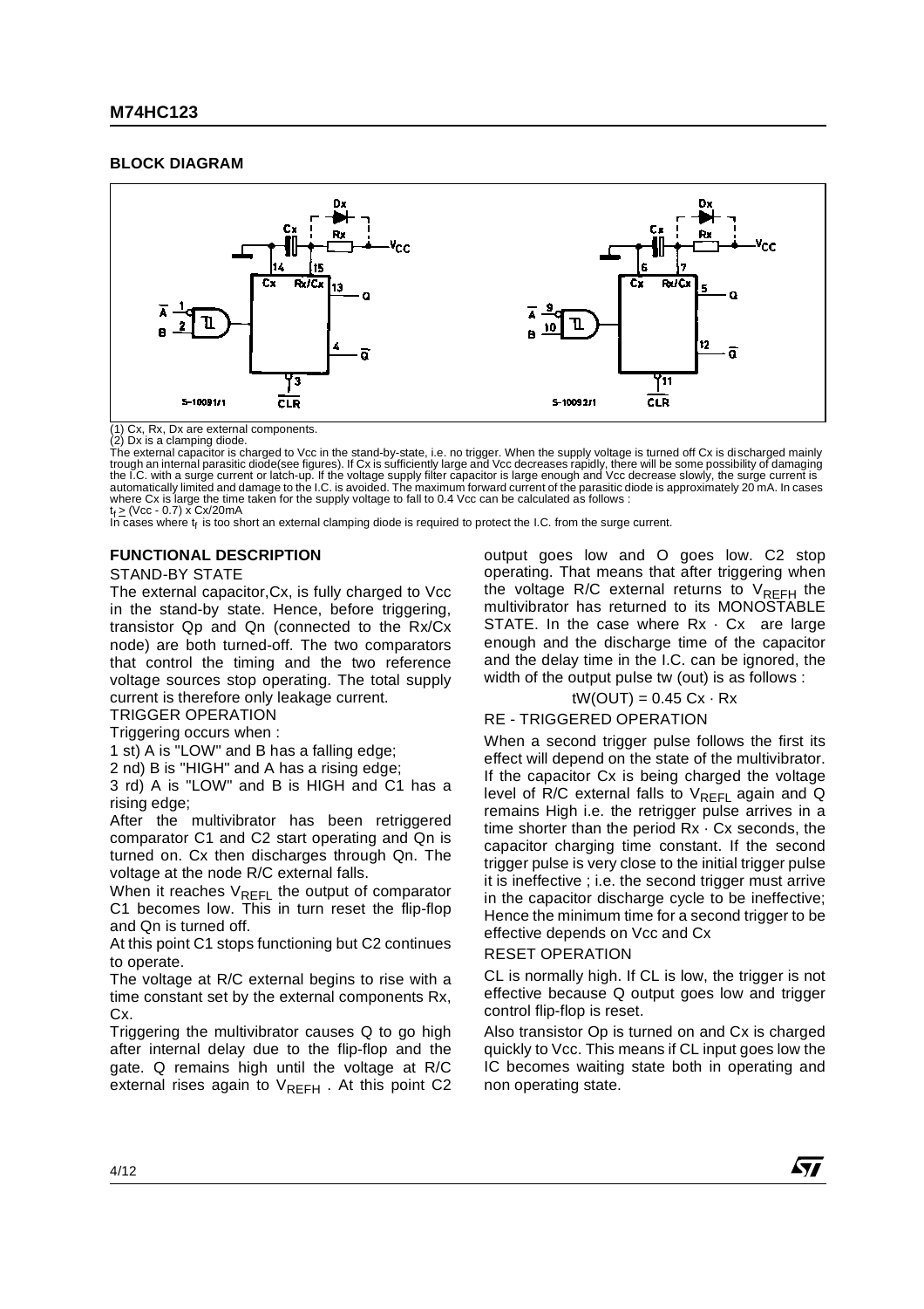## BLOCK DIAGRAM

(1) Cx, Rx, Dx are external components.
(2) Dx is a clamping diode.
The external capacitor is charged to Vcc in the stand-by-state, i.e. no trigger. When the supply voltage is turned off Cx is discharged mainly trough an internal parasitic diode(see figures). If Cx is sufficiently large and Vcc decreases rapidly, there will be some possibility of damaging the I.C. with a surge current or latch-up. If the voltage supply filter capacitor is large enough and Vcc decrease slowly, the surge current is automatically limited and damage to the I.C. is avoided. The maximum forward current of the parasitic diode is approximately 20 mA. In cases where Cx is large the time taken for the supply voltage to fall to 0.4 Vcc can be calculated as follows :
$t_f \geq$ (Vcc - 0.7) x Cx/20mA
In cases where $t_f$ is too short an external clamping diode is required to protect the I.C. from the surge current.

## FUNCTIONAL DESCRIPTION

STAND-BY STATE

The external capacitor,Cx, is fully charged to Vcc in the stand-by state. Hence, before triggering, transistor Qp and Qn (connected to the Rx/Cx node) are both turned-off. The two comparators that control the timing and the two reference voltage sources stop operating. The total supply current is therefore only leakage current.

TRIGGER OPERATION

Triggering occurs when :

1 st) A is "LOW" and B has a falling edge;

2 nd) B is "HIGH" and A has a rising edge;

3 rd) A is "LOW" and B is HIGH and C1 has a rising edge;

After the multivibrator has been retriggered comparator C1 and C2 start operating and Qn is turned on. Cx then discharges through Qn. The voltage at the node R/C external falls.

When it reaches $V_{REFL}$ the output of comparator C1 becomes low. This in turn reset the flip-flop and Qn is turned off.

At this point C1 stops functioning but C2 continues to operate.

The voltage at R/C external begins to rise with a time constant set by the external components Rx, Cx.

Triggering the multivibrator causes Q to go high after internal delay due to the flip-flop and the gate. Q remains high until the voltage at R/C external rises again to $V_{REFH}$ . At this point C2 output goes low and O goes low. C2 stop operating. That means that after triggering when the voltage R/C external returns to $V_{REFH}$ the multivibrator has returned to its MONOSTABLE STATE. In the case where Rx · Cx are large enough and the discharge time of the capacitor and the delay time in the I.C. can be ignored, the width of the output pulse tw (out) is as follows :

$$tW(OUT) = 0.45\ Cx \cdot Rx$$

RE - TRIGGERED OPERATION

When a second trigger pulse follows the first its effect will depend on the state of the multivibrator. If the capacitor Cx is being charged the voltage level of R/C external falls to $V_{REFL}$ again and Q remains High i.e. the retrigger pulse arrives in a time shorter than the period Rx · Cx seconds, the capacitor charging time constant. If the second trigger pulse is very close to the initial trigger pulse it is ineffective ; i.e. the second trigger must arrive in the capacitor discharge cycle to be ineffective; Hence the minimum time for a second trigger to be effective depends on Vcc and Cx

RESET OPERATION

CL is normally high. If CL is low, the trigger is not effective because Q output goes low and trigger control flip-flop is reset.

Also transistor Op is turned on and Cx is charged quickly to Vcc. This means if CL input goes low the IC becomes waiting state both in operating and non operating state.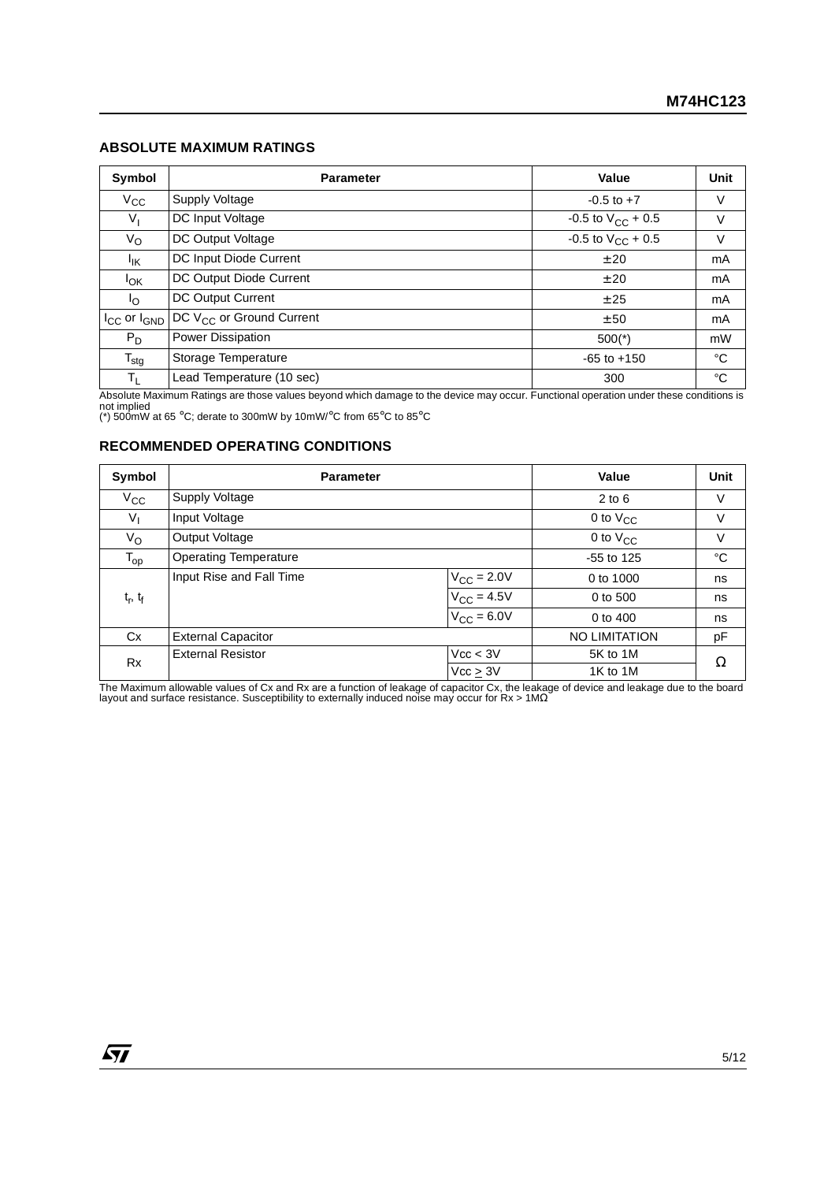## ABSOLUTE MAXIMUM RATINGS

| Symbol | Parameter | Value | Unit |
|---|---|---|---|
| $V_{CC}$ | Supply Voltage | -0.5 to +7 | V |
| $V_I$ | DC Input Voltage | -0.5 to $V_{CC}$ + 0.5 | V |
| $V_O$ | DC Output Voltage | -0.5 to $V_{CC}$ + 0.5 | V |
| $I_{IK}$ | DC Input Diode Current | ± 20 | mA |
| $I_{OK}$ | DC Output Diode Current | ± 20 | mA |
| $I_O$ | DC Output Current | ± 25 | mA |
| $I_{CC}$ or $I_{GND}$ | DC $V_{CC}$ or Ground Current | ± 50 | mA |
| $P_D$ | Power Dissipation | 500(*) | mW |
| $T_{stg}$ | Storage Temperature | -65 to +150 | °C |
| $T_L$ | Lead Temperature (10 sec) | 300 | °C |

Absolute Maximum Ratings are those values beyond which damage to the device may occur. Functional operation under these conditions is not implied
(*) 500mW at 65 °C; derate to 300mW by 10mW/°C from 65°C to 85°C

## RECOMMENDED OPERATING CONDITIONS

| Symbol | Parameter | | Value | Unit |
|---|---|---|---|---|
| $V_{CC}$ | Supply Voltage | | 2 to 6 | V |
| $V_I$ | Input Voltage | | 0 to $V_{CC}$ | V |
| $V_O$ | Output Voltage | | 0 to $V_{CC}$ | V |
| $T_{op}$ | Operating Temperature | | -55 to 125 | °C |
| $t_r$, $t_f$ | Input Rise and Fall Time | $V_{CC}$ = 2.0V | 0 to 1000 | ns |
| | | $V_{CC}$ = 4.5V | 0 to 500 | ns |
| | | $V_{CC}$ = 6.0V | 0 to 400 | ns |
| Cx | External Capacitor | | NO LIMITATION | pF |
| Rx | External Resistor | Vcc < 3V | 5K to 1M | Ω |
| | | Vcc ≥ 3V | 1K to 1M | |

The Maximum allowable values of Cx and Rx are a function of leakage of capacitor Cx, the leakage of device and leakage due to the board layout and surface resistance. Susceptibility to externally induced noise may occur for Rx > 1MΩ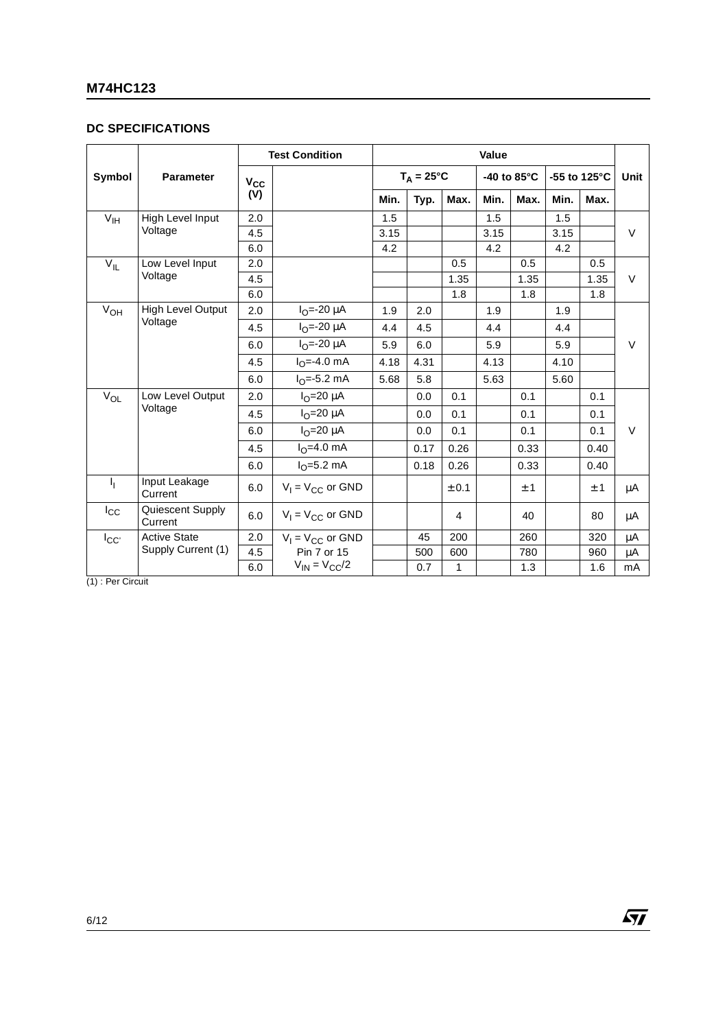## DC SPECIFICATIONS

| Symbol | Parameter | Test Condition | | Value | | | | | | | Unit |
|---|---|---|---|---|---|---|---|---|---|---|---|
| | | $V_{CC}$ (V) | | $T_A = 25°C$ | | | -40 to 85°C | | -55 to 125°C | | |
| | | | | Min. | Typ. | Max. | Min. | Max. | Min. | Max. | |
| $V_{IH}$ | High Level Input Voltage | 2.0 | | 1.5 | | | 1.5 | | 1.5 | | V |
| | | 4.5 | | 3.15 | | | 3.15 | | 3.15 | | |
| | | 6.0 | | 4.2 | | | 4.2 | | 4.2 | | |
| $V_{IL}$ | Low Level Input Voltage | 2.0 | | | | 0.5 | | 0.5 | | 0.5 | V |
| | | 4.5 | | | | 1.35 | | 1.35 | | 1.35 | |
| | | 6.0 | | | | 1.8 | | 1.8 | | 1.8 | |
| $V_{OH}$ | High Level Output Voltage | 2.0 | $I_O$=-20 µA | 1.9 | 2.0 | | 1.9 | | 1.9 | | V |
| | | 4.5 | $I_O$=-20 µA | 4.4 | 4.5 | | 4.4 | | 4.4 | | |
| | | 6.0 | $I_O$=-20 µA | 5.9 | 6.0 | | 5.9 | | 5.9 | | |
| | | 4.5 | $I_O$=-4.0 mA | 4.18 | 4.31 | | 4.13 | | 4.10 | | |
| | | 6.0 | $I_O$=-5.2 mA | 5.68 | 5.8 | | 5.63 | | 5.60 | | |
| $V_{OL}$ | Low Level Output Voltage | 2.0 | $I_O$=20 µA | | 0.0 | 0.1 | | 0.1 | | 0.1 | V |
| | | 4.5 | $I_O$=20 µA | | 0.0 | 0.1 | | 0.1 | | 0.1 | |
| | | 6.0 | $I_O$=20 µA | | 0.0 | 0.1 | | 0.1 | | 0.1 | |
| | | 4.5 | $I_O$=4.0 mA | | 0.17 | 0.26 | | 0.33 | | 0.40 | |
| | | 6.0 | $I_O$=5.2 mA | | 0.18 | 0.26 | | 0.33 | | 0.40 | |
| $I_I$ | Input Leakage Current | 6.0 | $V_I = V_{CC}$ or GND | | | ± 0.1 | | ± 1 | | ± 1 | µA |
| $I_{CC}$ | Quiescent Supply Current | 6.0 | $V_I = V_{CC}$ or GND | | | 4 | | 40 | | 80 | µA |
| $I_{CC'}$ | Active State Supply Current (1) | 2.0 | $V_I = V_{CC}$ or GND Pin 7 or 15 $V_{IN} = V_{CC}/2$ | | 45 | 200 | | 260 | | 320 | µA |
| | | 4.5 | | | 500 | 600 | | 780 | | 960 | µA |
| | | 6.0 | | | 0.7 | 1 | | 1.3 | | 1.6 | mA |

(1) : Per Circuit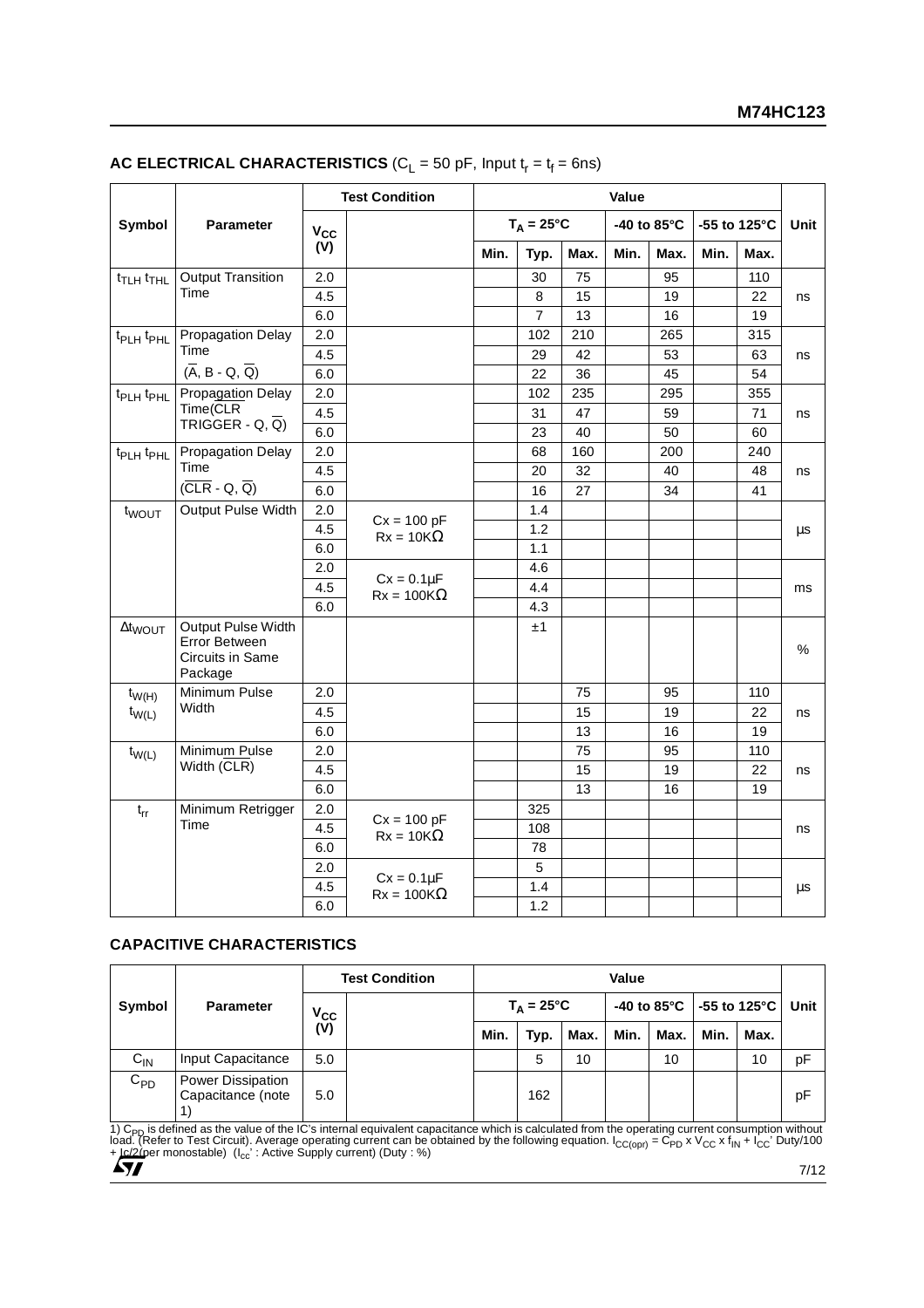## AC ELECTRICAL CHARACTERISTICS ($C_L$ = 50 pF, Input $t_r = t_f$ = 6ns)

| Symbol | Parameter | Test Condition | | Value | | | | | | | Unit |
|---|---|---|---|---|---|---|---|---|---|---|---|
| | | $V_{CC}$ (V) | | $T_A$ = 25°C | | | -40 to 85°C | | -55 to 125°C | | |
| | | | | Min. | Typ. | Max. | Min. | Max. | Min. | Max. | |
| $t_{TLH}$ $t_{THL}$ | Output Transition Time | 2.0 | | | 30 | 75 | | 95 | | 110 | ns |
| | | 4.5 | | | 8 | 15 | | 19 | | 22 | |
| | | 6.0 | | | 7 | 13 | | 16 | | 19 | |
| $t_{PLH}$ $t_{PHL}$ | Propagation Delay Time ($\overline{A}$, B - Q, $\overline{Q}$) | 2.0 | | | 102 | 210 | | 265 | | 315 | ns |
| | | 4.5 | | | 29 | 42 | | 53 | | 63 | |
| | | 6.0 | | | 22 | 36 | | 45 | | 54 | |
| $t_{PLH}$ $t_{PHL}$ | Propagation Delay Time($\overline{CLR}$ TRIGGER - Q, $\overline{Q}$) | 2.0 | | | 102 | 235 | | 295 | | 355 | ns |
| | | 4.5 | | | 31 | 47 | | 59 | | 71 | |
| | | 6.0 | | | 23 | 40 | | 50 | | 60 | |
| $t_{PLH}$ $t_{PHL}$ | Propagation Delay Time ($\overline{CLR}$ - Q, $\overline{Q}$) | 2.0 | | | 68 | 160 | | 200 | | 240 | ns |
| | | 4.5 | | | 20 | 32 | | 40 | | 48 | |
| | | 6.0 | | | 16 | 27 | | 34 | | 41 | |
| $t_{WOUT}$ | Output Pulse Width | 2.0 | Cx = 100 pF Rx = 10KΩ | | 1.4 | | | | | | µs |
| | | 4.5 | | | 1.2 | | | | | | |
| | | 6.0 | | | 1.1 | | | | | | |
| | | 2.0 | Cx = 0.1µF Rx = 100KΩ | | 4.6 | | | | | | ms |
| | | 4.5 | | | 4.4 | | | | | | |
| | | 6.0 | | | 4.3 | | | | | | |
| $\Delta t_{WOUT}$ | Output Pulse Width Error Between Circuits in Same Package | | | | ±1 | | | | | | % |
| $t_{W(H)}$ $t_{W(L)}$ | Minimum Pulse Width | 2.0 | | | | 75 | | 95 | | 110 | ns |
| | | 4.5 | | | | 15 | | 19 | | 22 | |
| | | 6.0 | | | | 13 | | 16 | | 19 | |
| $t_{W(L)}$ | Minimum Pulse Width ($\overline{CLR}$) | 2.0 | | | | 75 | | 95 | | 110 | ns |
| | | 4.5 | | | | 15 | | 19 | | 22 | |
| | | 6.0 | | | | 13 | | 16 | | 19 | |
| $t_{rr}$ | Minimum Retrigger Time | 2.0 | Cx = 100 pF Rx = 10KΩ | | 325 | | | | | | ns |
| | | 4.5 | | | 108 | | | | | | |
| | | 6.0 | | | 78 | | | | | | |
| | | 2.0 | Cx = 0.1µF Rx = 100KΩ | | 5 | | | | | | µs |
| | | 4.5 | | | 1.4 | | | | | | |
| | | 6.0 | | | 1.2 | | | | | | |

## CAPACITIVE CHARACTERISTICS

| Symbol | Parameter | Test Condition | | Value | | | | | | | Unit |
|---|---|---|---|---|---|---|---|---|---|---|---|
| | | $V_{CC}$ (V) | | $T_A$ = 25°C | | | -40 to 85°C | | -55 to 125°C | | |
| | | | | Min. | Typ. | Max. | Min. | Max. | Min. | Max. | |
| $C_{IN}$ | Input Capacitance | 5.0 | | | 5 | 10 | | 10 | | 10 | pF |
| $C_{PD}$ | Power Dissipation Capacitance (note 1) | 5.0 | | | 162 | | | | | | pF |

1) $C_{PD}$ is defined as the value of the IC's internal equivalent capacitance which is calculated from the operating current consumption without load. (Refer to Test Circuit). Average operating current can be obtained by the following equation. $I_{CC(opr)} = C_{PD} \times V_{CC} \times f_{IN} + I_{CC}' \cdot Duty/100 + Ic/2$ (per monostable) ($I_{cc}'$ : Active Supply current) (Duty : %)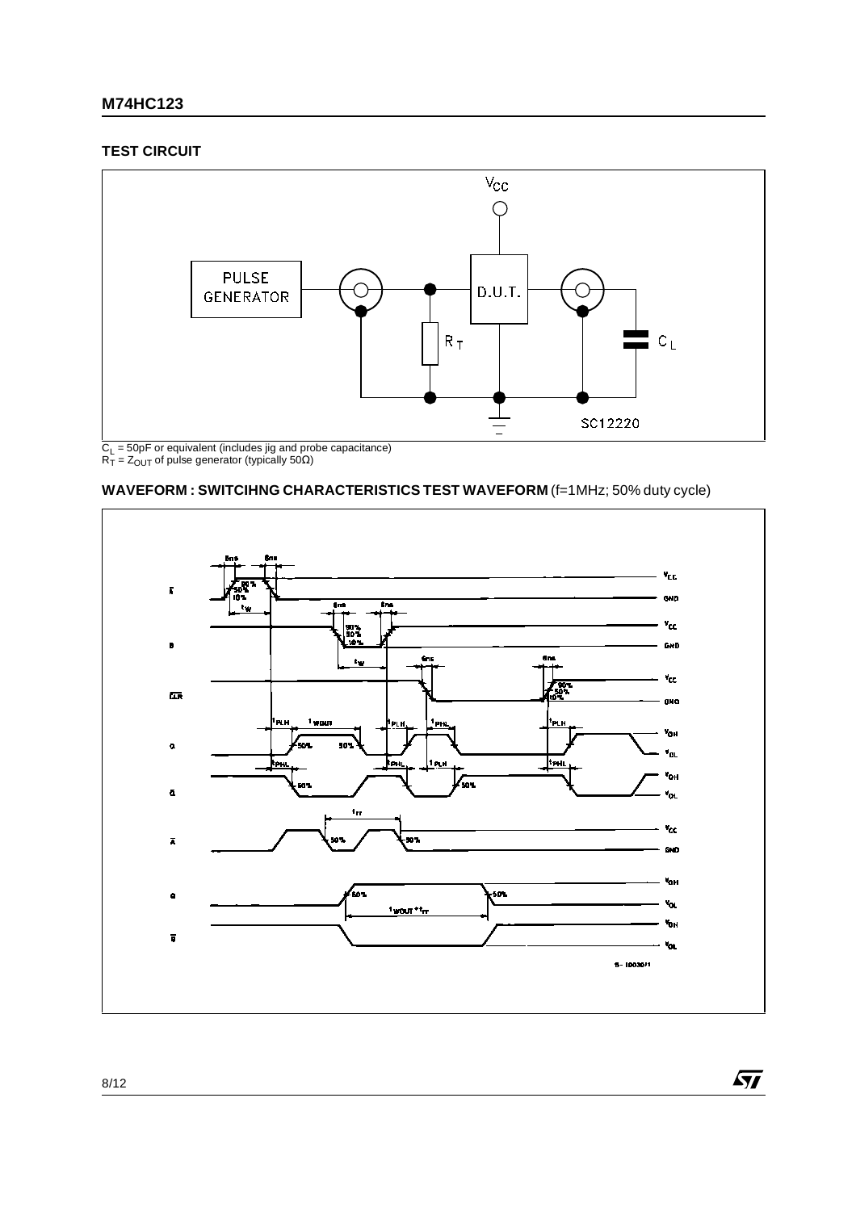## TEST CIRCUIT

$C_L$ = 50pF or equivalent (includes jig and probe capacitance)
$R_T$ = $Z_{OUT}$ of pulse generator (typically 50Ω)

## WAVEFORM : SWITCIHNG CHARACTERISTICS TEST WAVEFORM (f=1MHz; 50% duty cycle)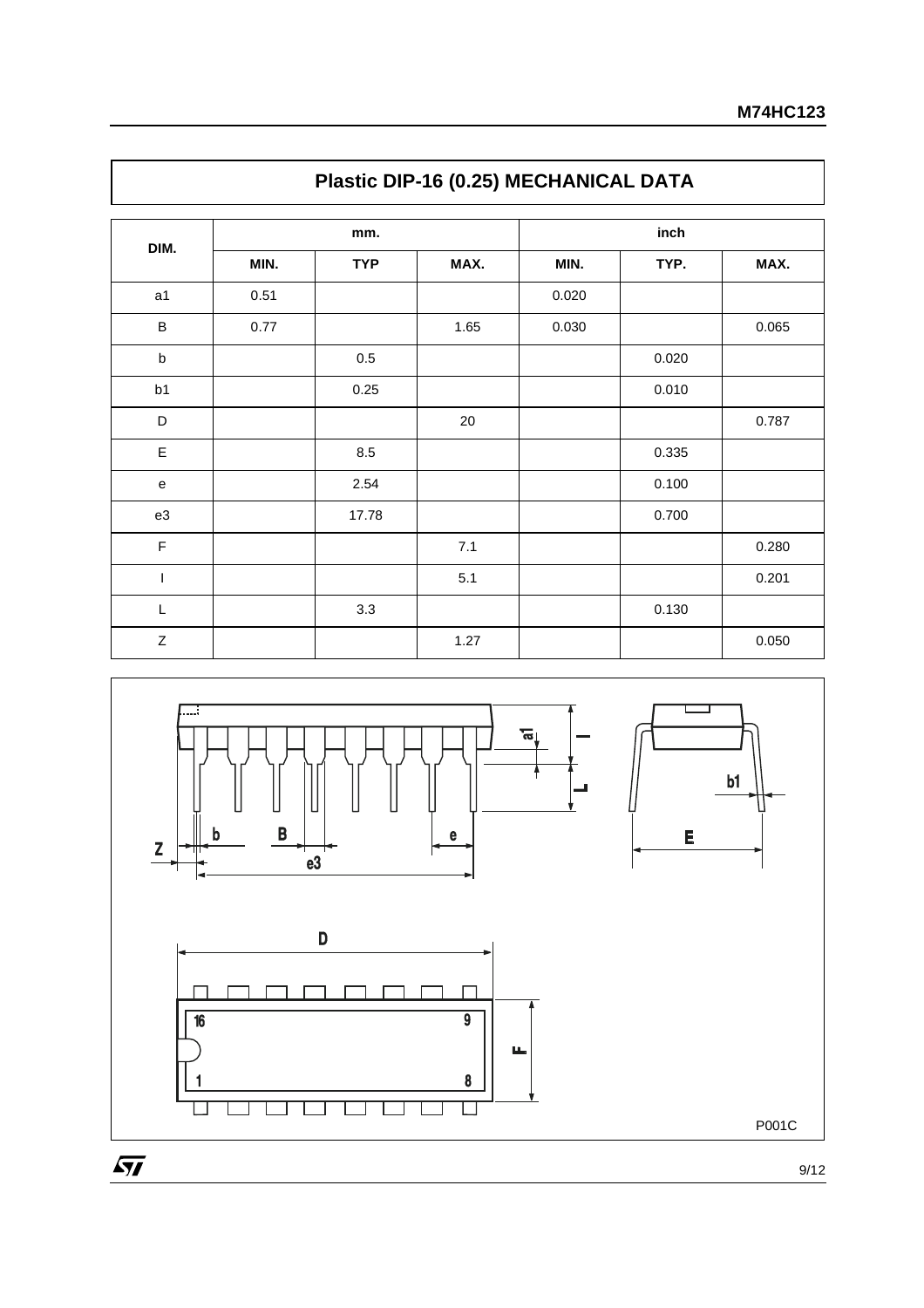## Plastic DIP-16 (0.25) MECHANICAL DATA

| DIM. | mm. | | | inch | | |
|---|---|---|---|---|---|---|
| | MIN. | TYP | MAX. | MIN. | TYP. | MAX. |
| a1 | 0.51 | | | 0.020 | | |
| B | 0.77 | | 1.65 | 0.030 | | 0.065 |
| b | | 0.5 | | | 0.020 | |
| b1 | | 0.25 | | | 0.010 | |
| D | | | 20 | | | 0.787 |
| E | | 8.5 | | | 0.335 | |
| e | | 2.54 | | | 0.100 | |
| e3 | | 17.78 | | | 0.700 | |
| F | | | 7.1 | | | 0.280 |
| I | | | 5.1 | | | 0.201 |
| L | | 3.3 | | | 0.130 | |
| Z | | | 1.27 | | | 0.050 |

P001C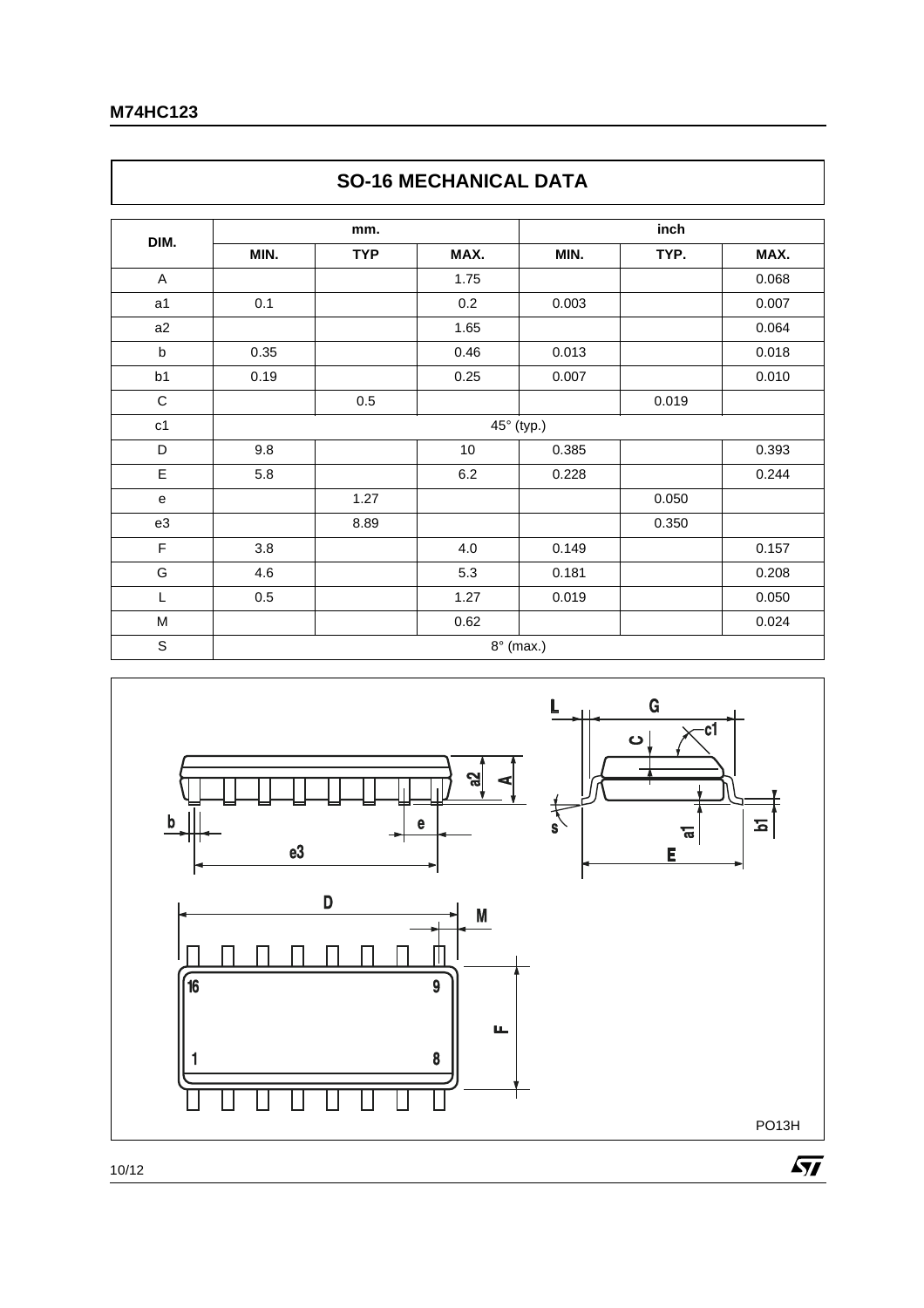## SO-16 MECHANICAL DATA

| DIM. | mm. | | | inch | | |
|---|---|---|---|---|---|---|
| | MIN. | TYP | MAX. | MIN. | TYP. | MAX. |
| A | | | 1.75 | | | 0.068 |
| a1 | 0.1 | | 0.2 | 0.003 | | 0.007 |
| a2 | | | 1.65 | | | 0.064 |
| b | 0.35 | | 0.46 | 0.013 | | 0.018 |
| b1 | 0.19 | | 0.25 | 0.007 | | 0.010 |
| C | | 0.5 | | | 0.019 | |
| c1 | 45° (typ.) | | | | | |
| D | 9.8 | | 10 | 0.385 | | 0.393 |
| E | 5.8 | | 6.2 | 0.228 | | 0.244 |
| e | | 1.27 | | | 0.050 | |
| e3 | | 8.89 | | | 0.350 | |
| F | 3.8 | | 4.0 | 0.149 | | 0.157 |
| G | 4.6 | | 5.3 | 0.181 | | 0.208 |
| L | 0.5 | | 1.27 | 0.019 | | 0.050 |
| M | | | 0.62 | | | 0.024 |
| S | 8° (max.) | | | | | |

PO13H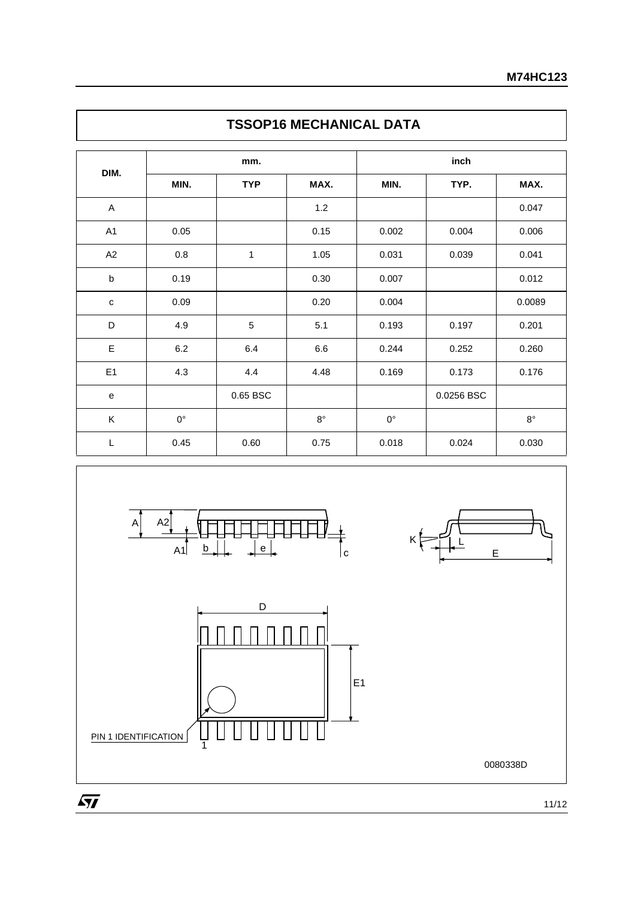## TSSOP16 MECHANICAL DATA

| DIM. | mm. | | | inch | | |
|---|---|---|---|---|---|---|
| | MIN. | TYP | MAX. | MIN. | TYP. | MAX. |
| A | | | 1.2 | | | 0.047 |
| A1 | 0.05 | | 0.15 | 0.002 | 0.004 | 0.006 |
| A2 | 0.8 | 1 | 1.05 | 0.031 | 0.039 | 0.041 |
| b | 0.19 | | 0.30 | 0.007 | | 0.012 |
| c | 0.09 | | 0.20 | 0.004 | | 0.0089 |
| D | 4.9 | 5 | 5.1 | 0.193 | 0.197 | 0.201 |
| E | 6.2 | 6.4 | 6.6 | 0.244 | 0.252 | 0.260 |
| E1 | 4.3 | 4.4 | 4.48 | 0.169 | 0.173 | 0.176 |
| e | | 0.65 BSC | | | 0.0256 BSC | |
| K | 0° | | 8° | 0° | | 8° |
| L | 0.45 | 0.60 | 0.75 | 0.018 | 0.024 | 0.030 |

A A2 A1 b e c K L E D E1

PIN 1 IDENTIFICATION

1

0080338D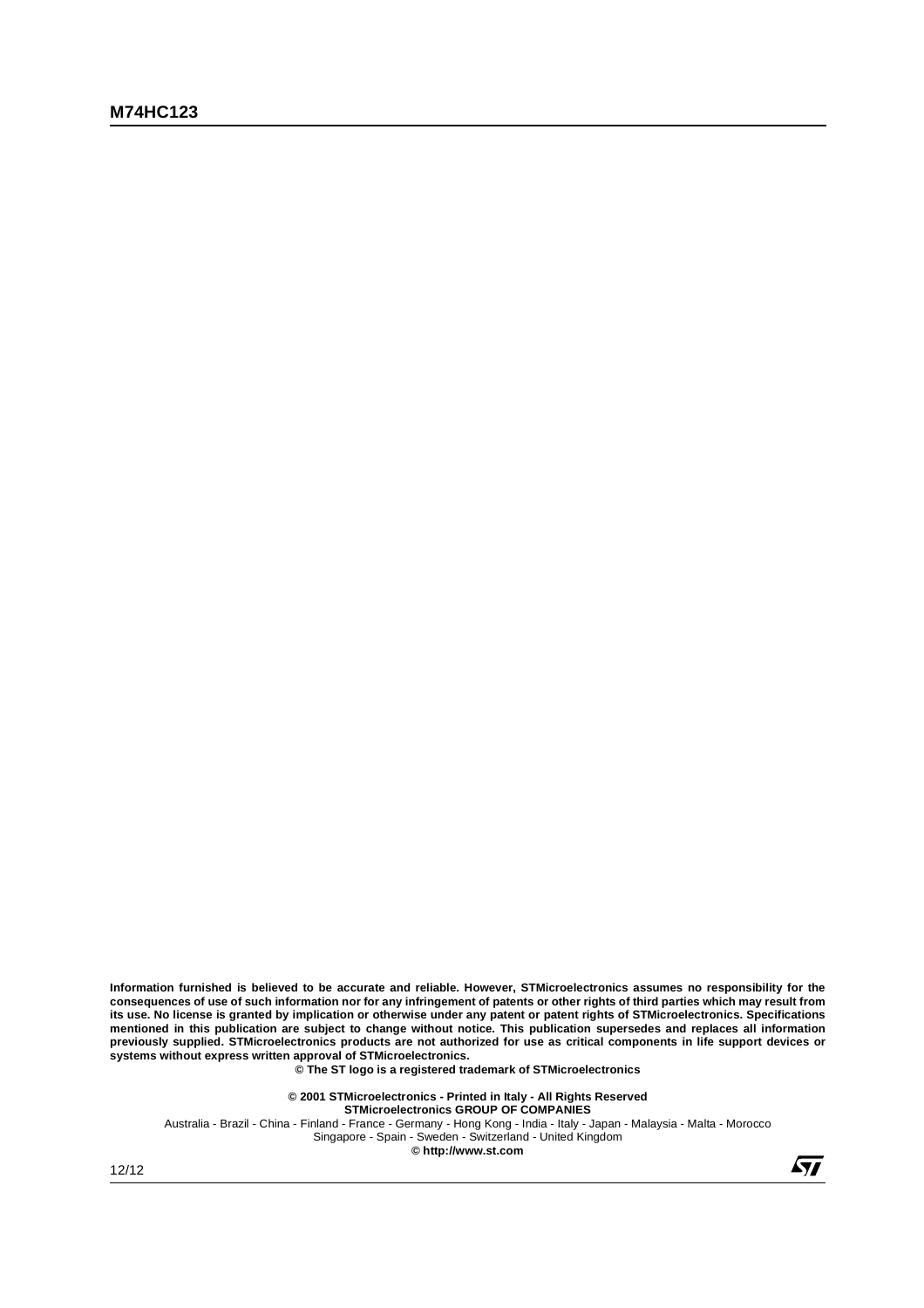**Information furnished is believed to be accurate and reliable. However, STMicroelectronics assumes no responsibility for the consequences of use of such information nor for any infringement of patents or other rights of third parties which may result from its use. No license is granted by implication or otherwise under any patent or patent rights of STMicroelectronics. Specifications mentioned in this publication are subject to change without notice. This publication supersedes and replaces all information previously supplied. STMicroelectronics products are not authorized for use as critical components in life support devices or systems without express written approval of STMicroelectronics.**

**© The ST logo is a registered trademark of STMicroelectronics**

**© 2001 STMicroelectronics - Printed in Italy - All Rights Reserved**
**STMicroelectronics GROUP OF COMPANIES**
Australia - Brazil - China - Finland - France - Germany - Hong Kong - India - Italy - Japan - Malaysia - Malta - Morocco
Singapore - Spain - Sweden - Switzerland - United Kingdom
**© http://www.st.com**